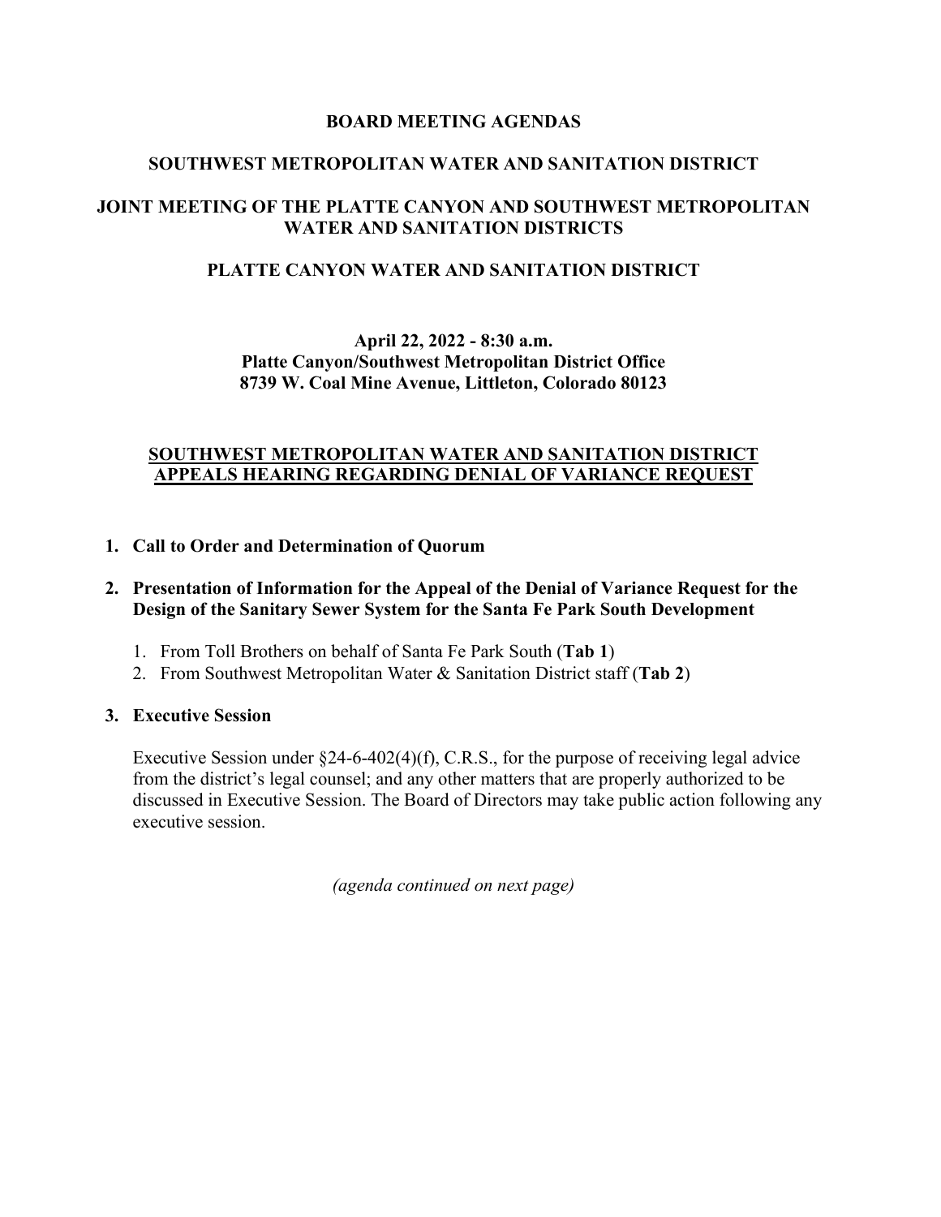# BOARD MEETING AGENDAS

## SOUTHWEST METROPOLITAN WATER AND SANITATION DISTRICT

## JOINT MEETING OF THE PLATTE CANYON AND SOUTHWEST METROPOLITAN WATER AND SANITATION DISTRICTS

## PLATTE CANYON WATER AND SANITATION DISTRICT

**April 22, 2022 - 8:30 a.m.**
**Platte Canyon/Southwest Metropolitan District Office**
**8739 W. Coal Mine Avenue, Littleton, Colorado 80123**

## SOUTHWEST METROPOLITAN WATER AND SANITATION DISTRICT APPEALS HEARING REGARDING DENIAL OF VARIANCE REQUEST

1. **Call to Order and Determination of Quorum**

2. **Presentation of Information for the Appeal of the Denial of Variance Request for the Design of the Sanitary Sewer System for the Santa Fe Park South Development**

   1. From Toll Brothers on behalf of Santa Fe Park South (**Tab 1**)
   2. From Southwest Metropolitan Water & Sanitation District staff (**Tab 2**)

3. **Executive Session**

   Executive Session under §24-6-402(4)(f), C.R.S., for the purpose of receiving legal advice from the district's legal counsel; and any other matters that are properly authorized to be discussed in Executive Session. The Board of Directors may take public action following any executive session.

*(agenda continued on next page)*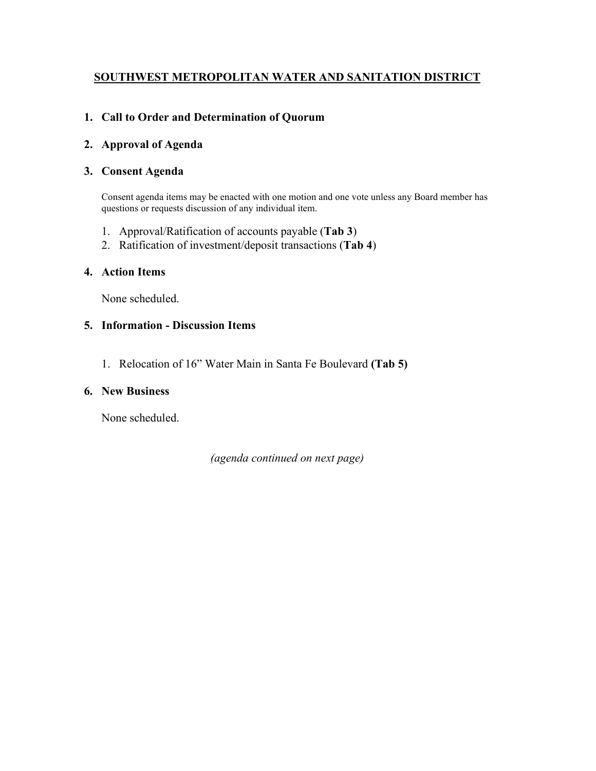## SOUTHWEST METROPOLITAN WATER AND SANITATION DISTRICT

1. **Call to Order and Determination of Quorum**

2. **Approval of Agenda**

3. **Consent Agenda**

   Consent agenda items may be enacted with one motion and one vote unless any Board member has questions or requests discussion of any individual item.

   1. Approval/Ratification of accounts payable (**Tab 3**)
   2. Ratification of investment/deposit transactions (**Tab 4**)

4. **Action Items**

   None scheduled.

5. **Information - Discussion Items**

   1. Relocation of 16" Water Main in Santa Fe Boulevard **(Tab 5)**

6. **New Business**

   None scheduled.

*(agenda continued on next page)*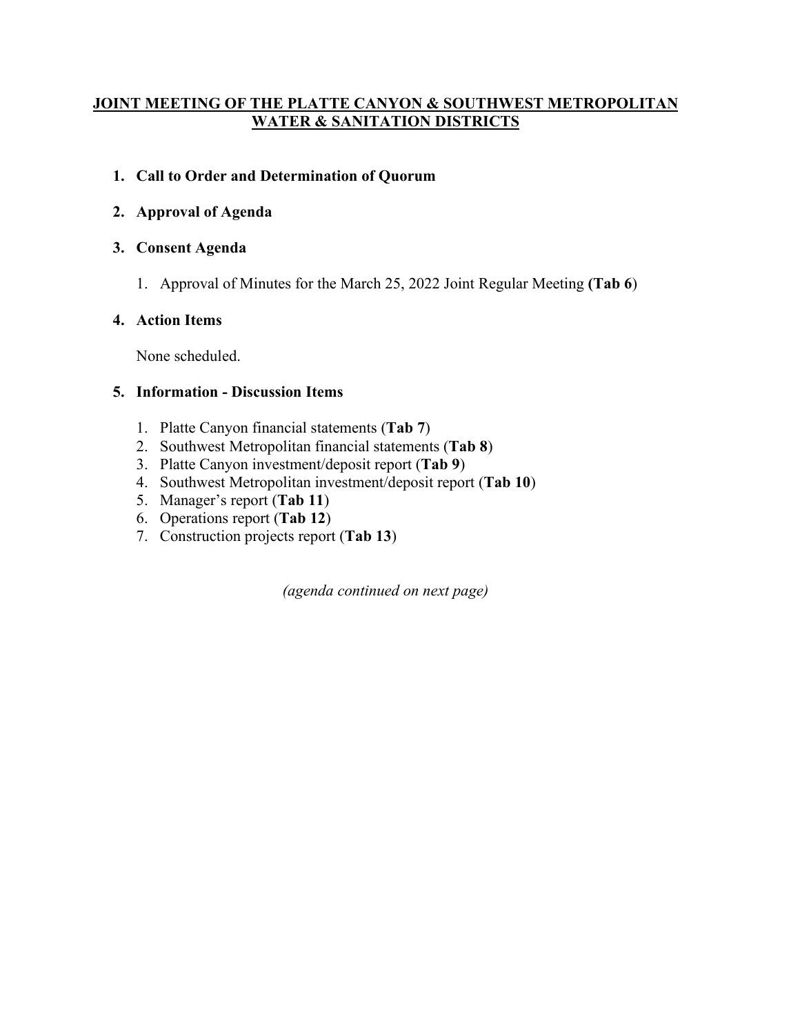**JOINT MEETING OF THE PLATTE CANYON & SOUTHWEST METROPOLITAN WATER & SANITATION DISTRICTS**

1. **Call to Order and Determination of Quorum**

2. **Approval of Agenda**

3. **Consent Agenda**

    1. Approval of Minutes for the March 25, 2022 Joint Regular Meeting **(Tab 6)**

4. **Action Items**

    None scheduled.

5. **Information - Discussion Items**

    1. Platte Canyon financial statements (**Tab 7**)
    2. Southwest Metropolitan financial statements (**Tab 8**)
    3. Platte Canyon investment/deposit report (**Tab 9**)
    4. Southwest Metropolitan investment/deposit report (**Tab 10**)
    5. Manager's report (**Tab 11**)
    6. Operations report (**Tab 12**)
    7. Construction projects report (**Tab 13**)

*(agenda continued on next page)*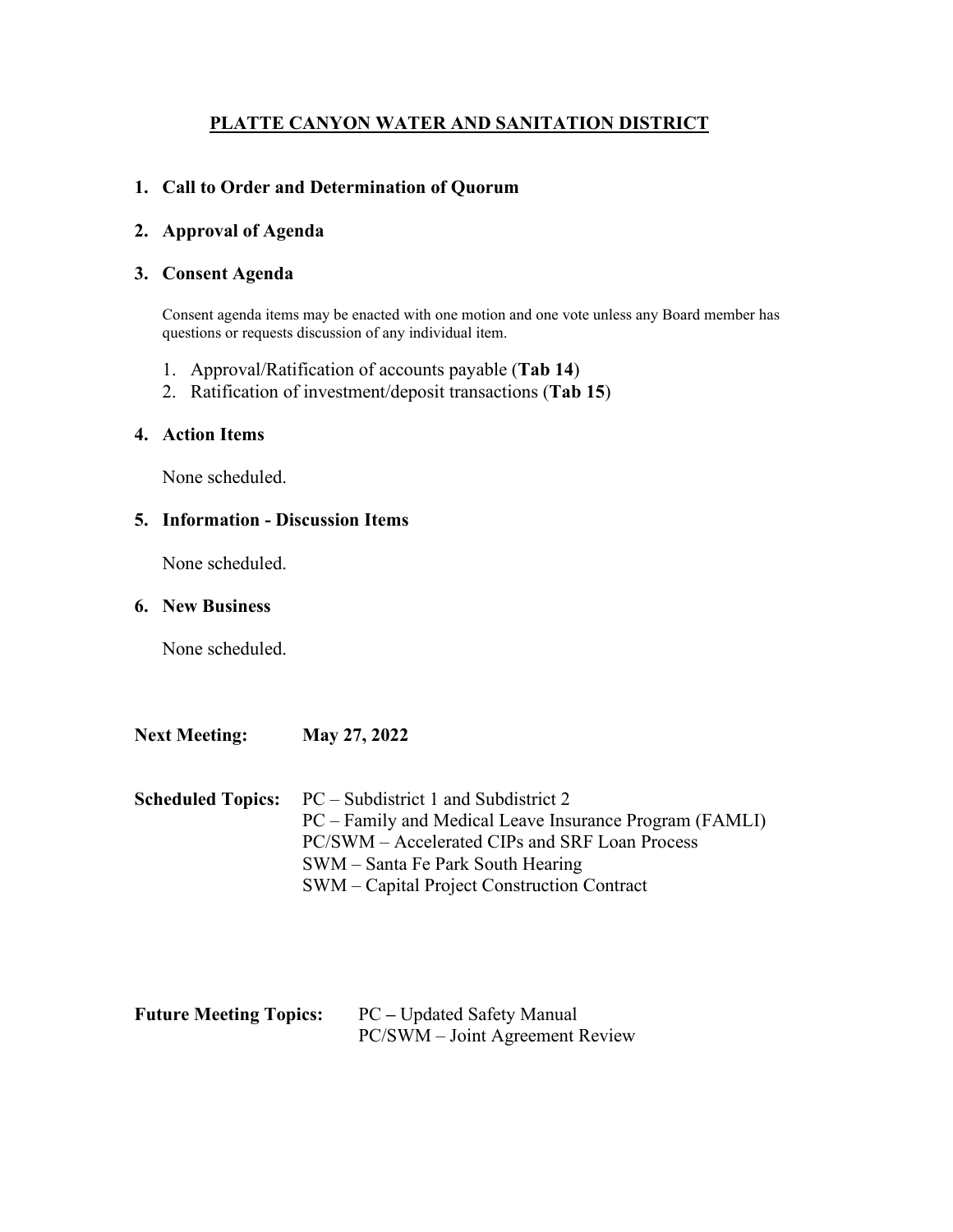# PLATTE CANYON WATER AND SANITATION DISTRICT

1. **Call to Order and Determination of Quorum**

2. **Approval of Agenda**

3. **Consent Agenda**

   Consent agenda items may be enacted with one motion and one vote unless any Board member has questions or requests discussion of any individual item.

   1. Approval/Ratification of accounts payable (**Tab 14**)
   2. Ratification of investment/deposit transactions (**Tab 15**)

4. **Action Items**

   None scheduled.

5. **Information - Discussion Items**

   None scheduled.

6. **New Business**

   None scheduled.

**Next Meeting:** **May 27, 2022**

**Scheduled Topics:**
PC – Subdistrict 1 and Subdistrict 2
PC – Family and Medical Leave Insurance Program (FAMLI)
PC/SWM – Accelerated CIPs and SRF Loan Process
SWM – Santa Fe Park South Hearing
SWM – Capital Project Construction Contract

**Future Meeting Topics:**
PC – Updated Safety Manual
PC/SWM – Joint Agreement Review